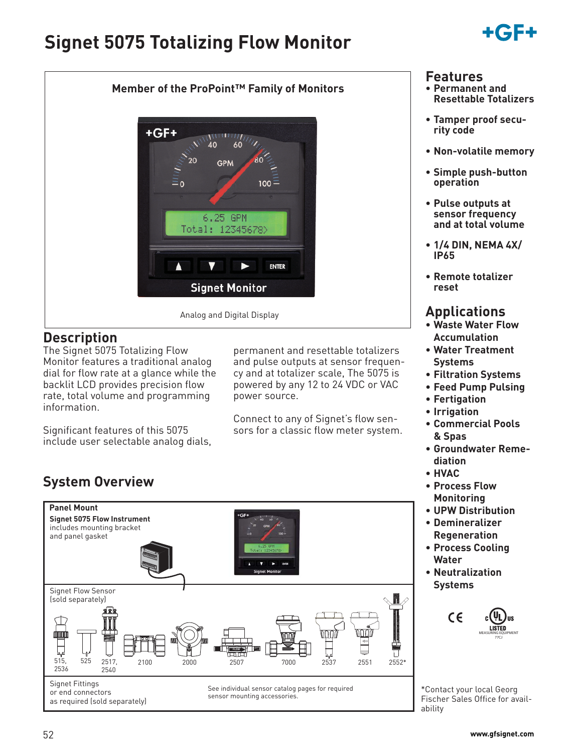# Signet 5075 Totalizing Flow Monitor

**Member of the ProPoint™ Family of Monitors**

Analog and Digital Display

## Features

- Permanent and Resettable Totalizers
- Tamper proof security code
- Non-volatile memory
- Simple push-button operation
- Pulse outputs at sensor frequency and at total volume
- 1/4 DIN, NEMA 4X/ IP65
- Remote totalizer reset

## Description

The Signet 5075 Totalizing Flow Monitor features a traditional analog dial for flow rate at a glance while the backlit LCD provides precision flow rate, total volume and programming information.

Significant features of this 5075 include user selectable analog dials, permanent and resettable totalizers and pulse outputs at sensor frequency and at totalizer scale, The 5075 is powered by any 12 to 24 VDC or VAC power source.

Connect to any of Signet's flow sensors for a classic flow meter system.

## Applications

- Waste Water Flow Accumulation
- Water Treatment Systems
- Filtration Systems
- Feed Pump Pulsing
- Fertigation
- Irrigation
- Commercial Pools & Spas
- Groundwater Remediation
- HVAC
- Process Flow Monitoring
- UPW Distribution
- Demineralizer Regeneration
- Process Cooling Water
- Neutralization Systems

## System Overview

**Panel Mount**

**Signet 5075 Flow Instrument**
includes mounting bracket and panel gasket

Signet Flow Sensor (sold separately)

515, 2536 | 525 | 2517, 2540 | 2100 | 2000 | 2507 | 7000 | 2537 | 2551 | 2552*

Signet Fittings or end connectors as required (sold separately)

See individual sensor catalog pages for required sensor mounting accessories.

*Contact your local Georg Fischer Sales Office for availability

www.gfsignet.com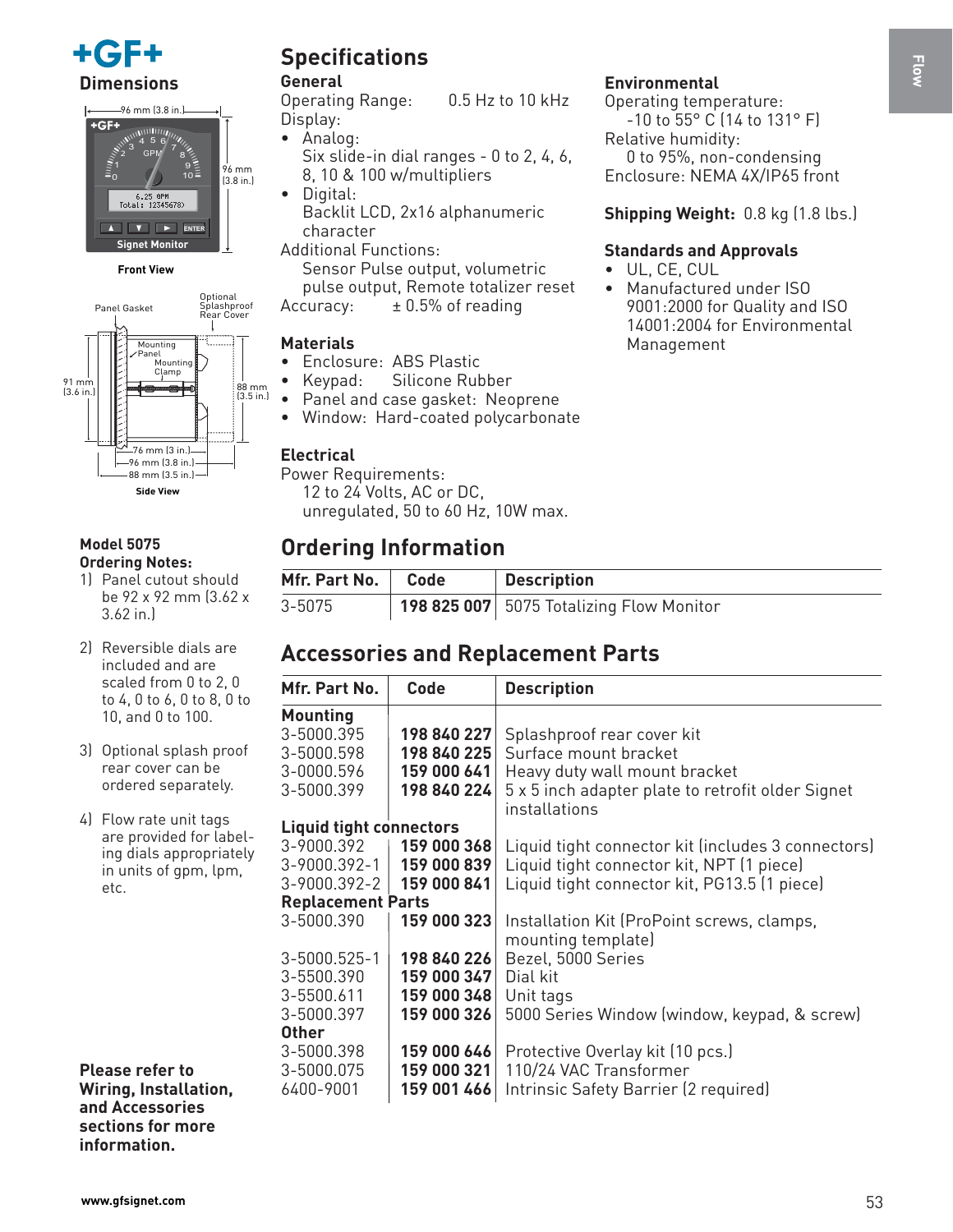## Dimensions

96 mm (3.8 in.)

96 mm (3.8 in.)

Front View

Panel Gasket

Optional Splashproof Rear Cover

Mounting Panel

Mounting Clamp

91 mm (3.6 in.)

88 mm (3.5 in.)

76 mm (3 in.)

96 mm (3.8 in.)

88 mm (3.5 in.)

Side View

**Model 5075**
**Ordering Notes:**

1) Panel cutout should be 92 x 92 mm (3.62 x 3.62 in.)
2) Reversible dials are included and are scaled from 0 to 2, 0 to 4, 0 to 6, 0 to 8, 0 to 10, and 0 to 100.
3) Optional splash proof rear cover can be ordered separately.
4) Flow rate unit tags are provided for labeling dials appropriately in units of gpm, lpm, etc.

**Please refer to Wiring, Installation, and Accessories sections for more information.**

# Specifications

### General

Operating Range: 0.5 Hz to 10 kHz

Display:

- Analog:
  Six slide-in dial ranges - 0 to 2, 4, 6, 8, 10 & 100 w/multipliers
- Digital:
  Backlit LCD, 2x16 alphanumeric character

Additional Functions:
Sensor Pulse output, volumetric pulse output, Remote totalizer reset

Accuracy: ± 0.5% of reading

### Materials

- Enclosure: ABS Plastic
- Keypad: Silicone Rubber
- Panel and case gasket: Neoprene
- Window: Hard-coated polycarbonate

### Electrical

Power Requirements:
12 to 24 Volts, AC or DC, unregulated, 50 to 60 Hz, 10W max.

### Environmental

Operating temperature:
-10 to 55° C (14 to 131° F)

Relative humidity:
0 to 95%, non-condensing

Enclosure: NEMA 4X/IP65 front

**Shipping Weight:** 0.8 kg (1.8 lbs.)

### Standards and Approvals

- UL, CE, CUL
- Manufactured under ISO 9001:2000 for Quality and ISO 14001:2004 for Environmental Management

# Ordering Information

| Mfr. Part No. | Code | Description |
|---|---|---|
| 3-5075 | **198 825 007** | 5075 Totalizing Flow Monitor |

# Accessories and Replacement Parts

| Mfr. Part No. | Code | Description |
|---|---|---|
| **Mounting** | | |
| 3-5000.395 | **198 840 227** | Splashproof rear cover kit |
| 3-5000.598 | **198 840 225** | Surface mount bracket |
| 3-0000.596 | **159 000 641** | Heavy duty wall mount bracket |
| 3-5000.399 | **198 840 224** | 5 x 5 inch adapter plate to retrofit older Signet installations |
| **Liquid tight connectors** | | |
| 3-9000.392 | **159 000 368** | Liquid tight connector kit (includes 3 connectors) |
| 3-9000.392-1 | **159 000 839** | Liquid tight connector kit, NPT (1 piece) |
| 3-9000.392-2 | **159 000 841** | Liquid tight connector kit, PG13.5 (1 piece) |
| **Replacement Parts** | | |
| 3-5000.390 | **159 000 323** | Installation Kit (ProPoint screws, clamps, mounting template) |
| 3-5000.525-1 | **198 840 226** | Bezel, 5000 Series |
| 3-5500.390 | **159 000 347** | Dial kit |
| 3-5500.611 | **159 000 348** | Unit tags |
| 3-5000.397 | **159 000 326** | 5000 Series Window (window, keypad, & screw) |
| **Other** | | |
| 3-5000.398 | **159 000 646** | Protective Overlay kit (10 pcs.) |
| 3-5000.075 | **159 000 321** | 110/24 VAC Transformer |
| 6400-9001 | **159 001 466** | Intrinsic Safety Barrier (2 required) |